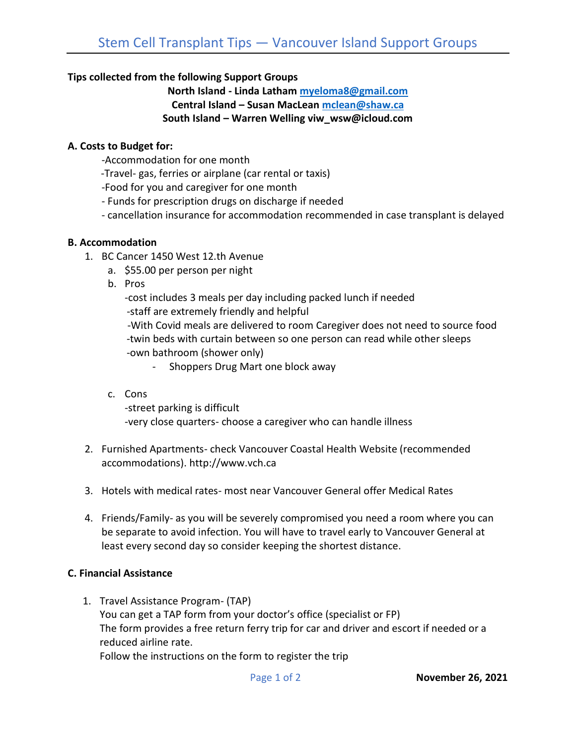# Stem Cell Transplant Tips — Vancouver Island Support Groups

**Tips collected from the following Support Groups**

**North Island - Linda Latham [myeloma8@gmail.com](mailto:myeloma8@gmail.com)**
**Central Island – Susan MacLean [mclean@shaw.ca](mailto:mclean@shaw.ca)**
**South Island – Warren Welling viw_wsw@icloud.com**

## A. Costs to Budget for:

-Accommodation for one month
-Travel- gas, ferries or airplane (car rental or taxis)
-Food for you and caregiver for one month
- Funds for prescription drugs on discharge if needed
- cancellation insurance for accommodation recommended in case transplant is delayed

## B. Accommodation

1. BC Cancer 1450 West 12.th Avenue
   a. $55.00 per person per night
   b. Pros
      -cost includes 3 meals per day including packed lunch if needed
      -staff are extremely friendly and helpful
      -With Covid meals are delivered to room Caregiver does not need to source food
      -twin beds with curtain between so one person can read while other sleeps
      -own bathroom (shower only)
      - Shoppers Drug Mart one block away
   c. Cons
      -street parking is difficult
      -very close quarters- choose a caregiver who can handle illness

2. Furnished Apartments- check Vancouver Coastal Health Website (recommended accommodations). http://www.vch.ca

3. Hotels with medical rates- most near Vancouver General offer Medical Rates

4. Friends/Family- as you will be severely compromised you need a room where you can be separate to avoid infection. You will have to travel early to Vancouver General at least every second day so consider keeping the shortest distance.

## C. Financial Assistance

1. Travel Assistance Program- (TAP)
   You can get a TAP form from your doctor's office (specialist or FP)
   The form provides a free return ferry trip for car and driver and escort if needed or a reduced airline rate.
   Follow the instructions on the form to register the trip

**November 26, 2021**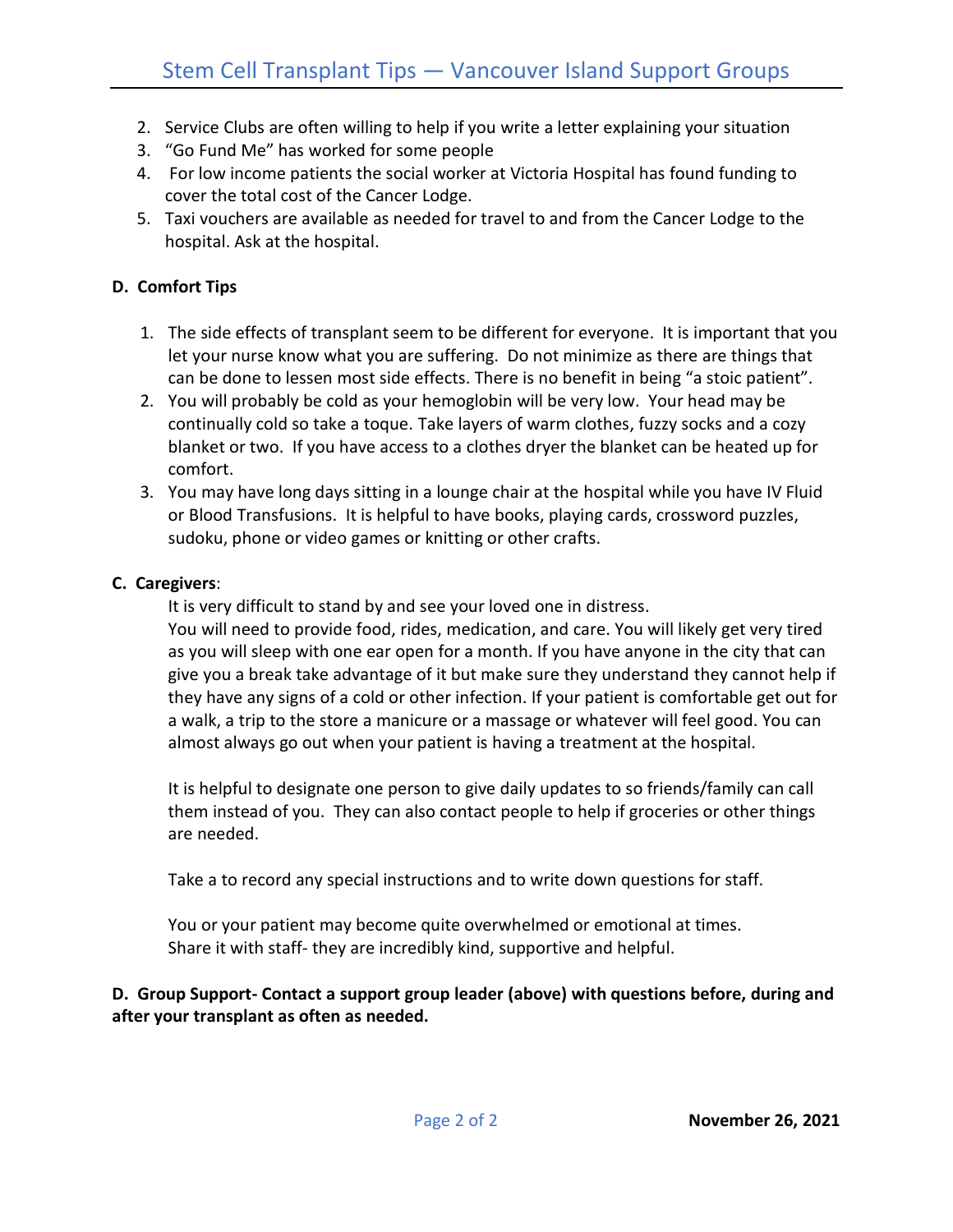2. Service Clubs are often willing to help if you write a letter explaining your situation
3. "Go Fund Me" has worked for some people
4. For low income patients the social worker at Victoria Hospital has found funding to cover the total cost of the Cancer Lodge.
5. Taxi vouchers are available as needed for travel to and from the Cancer Lodge to the hospital. Ask at the hospital.

**D. Comfort Tips**

1. The side effects of transplant seem to be different for everyone. It is important that you let your nurse know what you are suffering. Do not minimize as there are things that can be done to lessen most side effects. There is no benefit in being "a stoic patient".
2. You will probably be cold as your hemoglobin will be very low. Your head may be continually cold so take a toque. Take layers of warm clothes, fuzzy socks and a cozy blanket or two. If you have access to a clothes dryer the blanket can be heated up for comfort.
3. You may have long days sitting in a lounge chair at the hospital while you have IV Fluid or Blood Transfusions. It is helpful to have books, playing cards, crossword puzzles, sudoku, phone or video games or knitting or other crafts.

**C. Caregivers**:

It is very difficult to stand by and see your loved one in distress.
You will need to provide food, rides, medication, and care. You will likely get very tired as you will sleep with one ear open for a month. If you have anyone in the city that can give you a break take advantage of it but make sure they understand they cannot help if they have any signs of a cold or other infection. If your patient is comfortable get out for a walk, a trip to the store a manicure or a massage or whatever will feel good. You can almost always go out when your patient is having a treatment at the hospital.

It is helpful to designate one person to give daily updates to so friends/family can call them instead of you. They can also contact people to help if groceries or other things are needed.

Take a to record any special instructions and to write down questions for staff.

You or your patient may become quite overwhelmed or emotional at times.
Share it with staff- they are incredibly kind, supportive and helpful.

**D. Group Support- Contact a support group leader (above) with questions before, during and after your transplant as often as needed.**

**November 26, 2021**